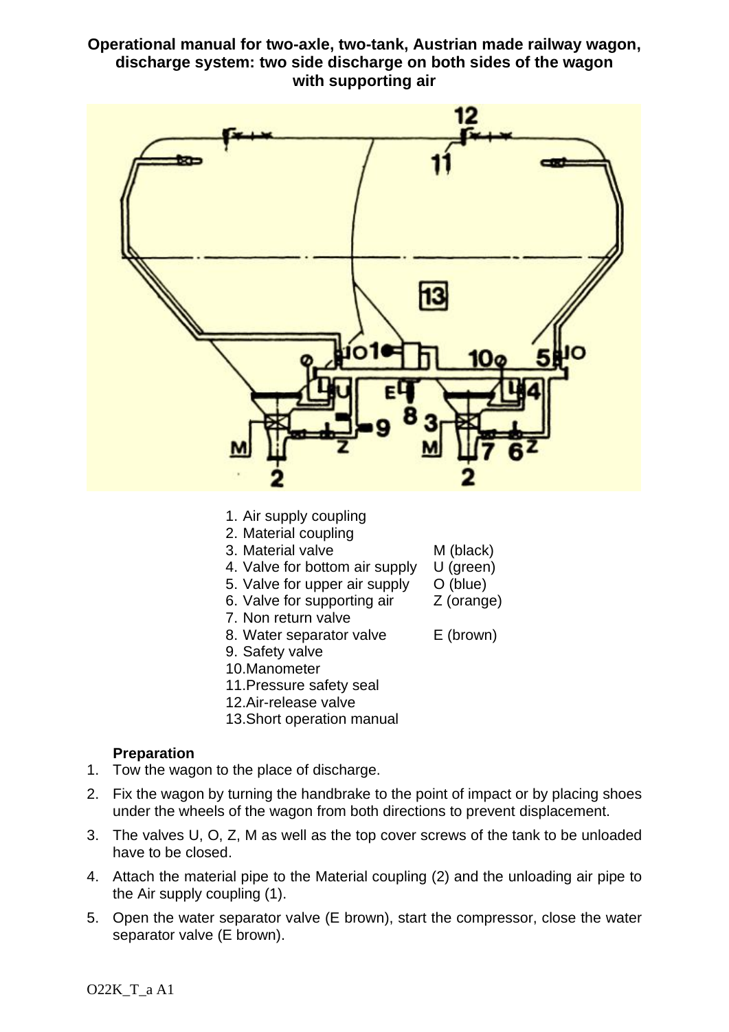**Operational manual for two-axle, two-tank, Austrian made railway wagon, discharge system: two side discharge on both sides of the wagon with supporting air**

| | |
|---|---|
| 1. Air supply coupling | |
| 2. Material coupling | |
| 3. Material valve | M (black) |
| 4. Valve for bottom air supply | U (green) |
| 5. Valve for upper air supply | O (blue) |
| 6. Valve for supporting air | Z (orange) |
| 7. Non return valve | |
| 8. Water separator valve | E (brown) |
| 9. Safety valve | |
| 10. Manometer | |
| 11. Pressure safety seal | |
| 12. Air-release valve | |
| 13. Short operation manual | |

**Preparation**

1. Tow the wagon to the place of discharge.
2. Fix the wagon by turning the handbrake to the point of impact or by placing shoes under the wheels of the wagon from both directions to prevent displacement.
3. The valves U, O, Z, M as well as the top cover screws of the tank to be unloaded have to be closed.
4. Attach the material pipe to the Material coupling (2) and the unloading air pipe to the Air supply coupling (1).
5. Open the water separator valve (E brown), start the compressor, close the water separator valve (E brown).

O22K_T_a A1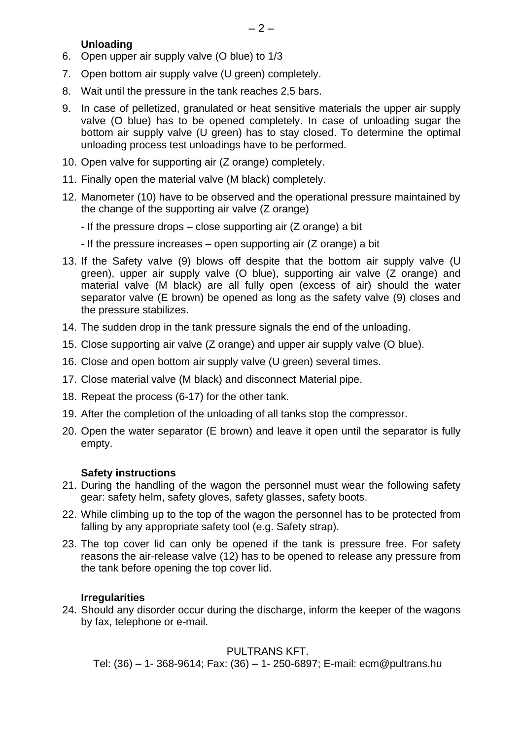### Unloading

6. Open upper air supply valve (O blue) to 1/3
7. Open bottom air supply valve (U green) completely.
8. Wait until the pressure in the tank reaches 2,5 bars.
9. In case of pelletized, granulated or heat sensitive materials the upper air supply valve (O blue) has to be opened completely. In case of unloading sugar the bottom air supply valve (U green) has to stay closed. To determine the optimal unloading process test unloadings have to be performed.
10. Open valve for supporting air (Z orange) completely.
11. Finally open the material valve (M black) completely.
12. Manometer (10) have to be observed and the operational pressure maintained by the change of the supporting air valve (Z orange)

    - If the pressure drops – close supporting air (Z orange) a bit

    - If the pressure increases – open supporting air (Z orange) a bit
13. If the Safety valve (9) blows off despite that the bottom air supply valve (U green), upper air supply valve (O blue), supporting air valve (Z orange) and material valve (M black) are all fully open (excess of air) should the water separator valve (E brown) be opened as long as the safety valve (9) closes and the pressure stabilizes.
14. The sudden drop in the tank pressure signals the end of the unloading.
15. Close supporting air valve (Z orange) and upper air supply valve (O blue).
16. Close and open bottom air supply valve (U green) several times.
17. Close material valve (M black) and disconnect Material pipe.
18. Repeat the process (6-17) for the other tank.
19. After the completion of the unloading of all tanks stop the compressor.
20. Open the water separator (E brown) and leave it open until the separator is fully empty.

### Safety instructions

21. During the handling of the wagon the personnel must wear the following safety gear: safety helm, safety gloves, safety glasses, safety boots.
22. While climbing up to the top of the wagon the personnel has to be protected from falling by any appropriate safety tool (e.g. Safety strap).
23. The top cover lid can only be opened if the tank is pressure free. For safety reasons the air-release valve (12) has to be opened to release any pressure from the tank before opening the top cover lid.

### Irregularities

24. Should any disorder occur during the discharge, inform the keeper of the wagons by fax, telephone or e-mail.

PULTRANS KFT.
Tel: (36) – 1- 368-9614; Fax: (36) – 1- 250-6897; E-mail: ecm@pultrans.hu